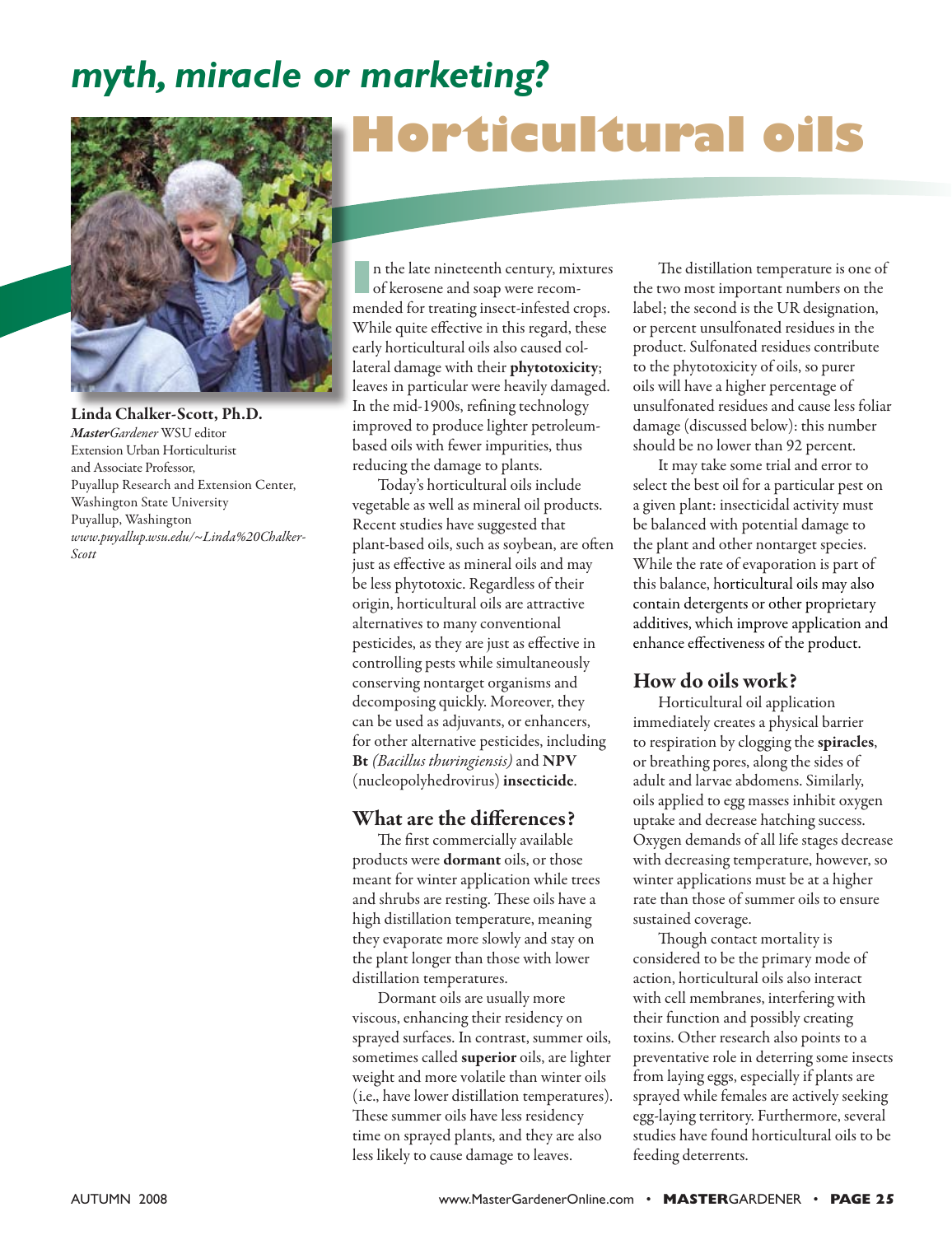# *myth, miracle or marketing?*

# Horticultural oils

**Linda Chalker-Scott, Ph.D.**
***Master**Gardener* WSU editor
Extension Urban Horticulturist
and Associate Professor,
Puyallup Research and Extension Center,
Washington State University
Puyallup, Washington
*www.puyallup.wsu.edu/~Linda%20Chalker-Scott*

In the late nineteenth century, mixtures of kerosene and soap were recommended for treating insect-infested crops. While quite effective in this regard, these early horticultural oils also caused collateral damage with their **phytotoxicity**; leaves in particular were heavily damaged. In the mid-1900s, refining technology improved to produce lighter petroleum-based oils with fewer impurities, thus reducing the damage to plants.

Today's horticultural oils include vegetable as well as mineral oil products. Recent studies have suggested that plant-based oils, such as soybean, are often just as effective as mineral oils and may be less phytotoxic. Regardless of their origin, horticultural oils are attractive alternatives to many conventional pesticides, as they are just as effective in controlling pests while simultaneously conserving nontarget organisms and decomposing quickly. Moreover, they can be used as adjuvants, or enhancers, for other alternative pesticides, including **Bt** *(Bacillus thuringiensis)* and **NPV** (nucleopolyhedrovirus) **insecticide**.

## What are the differences?

The first commercially available products were **dormant** oils, or those meant for winter application while trees and shrubs are resting. These oils have a high distillation temperature, meaning they evaporate more slowly and stay on the plant longer than those with lower distillation temperatures.

Dormant oils are usually more viscous, enhancing their residency on sprayed surfaces. In contrast, summer oils, sometimes called **superior** oils, are lighter weight and more volatile than winter oils (i.e., have lower distillation temperatures). These summer oils have less residency time on sprayed plants, and they are also less likely to cause damage to leaves.

The distillation temperature is one of the two most important numbers on the label; the second is the UR designation, or percent unsulfonated residues in the product. Sulfonated residues contribute to the phytotoxicity of oils, so purer oils will have a higher percentage of unsulfonated residues and cause less foliar damage (discussed below): this number should be no lower than 92 percent.

It may take some trial and error to select the best oil for a particular pest on a given plant: insecticidal activity must be balanced with potential damage to the plant and other nontarget species. While the rate of evaporation is part of this balance, horticultural oils may also contain detergents or other proprietary additives, which improve application and enhance effectiveness of the product.

## How do oils work?

Horticultural oil application immediately creates a physical barrier to respiration by clogging the **spiracles**, or breathing pores, along the sides of adult and larvae abdomens. Similarly, oils applied to egg masses inhibit oxygen uptake and decrease hatching success. Oxygen demands of all life stages decrease with decreasing temperature, however, so winter applications must be at a higher rate than those of summer oils to ensure sustained coverage.

Though contact mortality is considered to be the primary mode of action, horticultural oils also interact with cell membranes, interfering with their function and possibly creating toxins. Other research also points to a preventative role in deterring some insects from laying eggs, especially if plants are sprayed while females are actively seeking egg-laying territory. Furthermore, several studies have found horticultural oils to be feeding deterrents.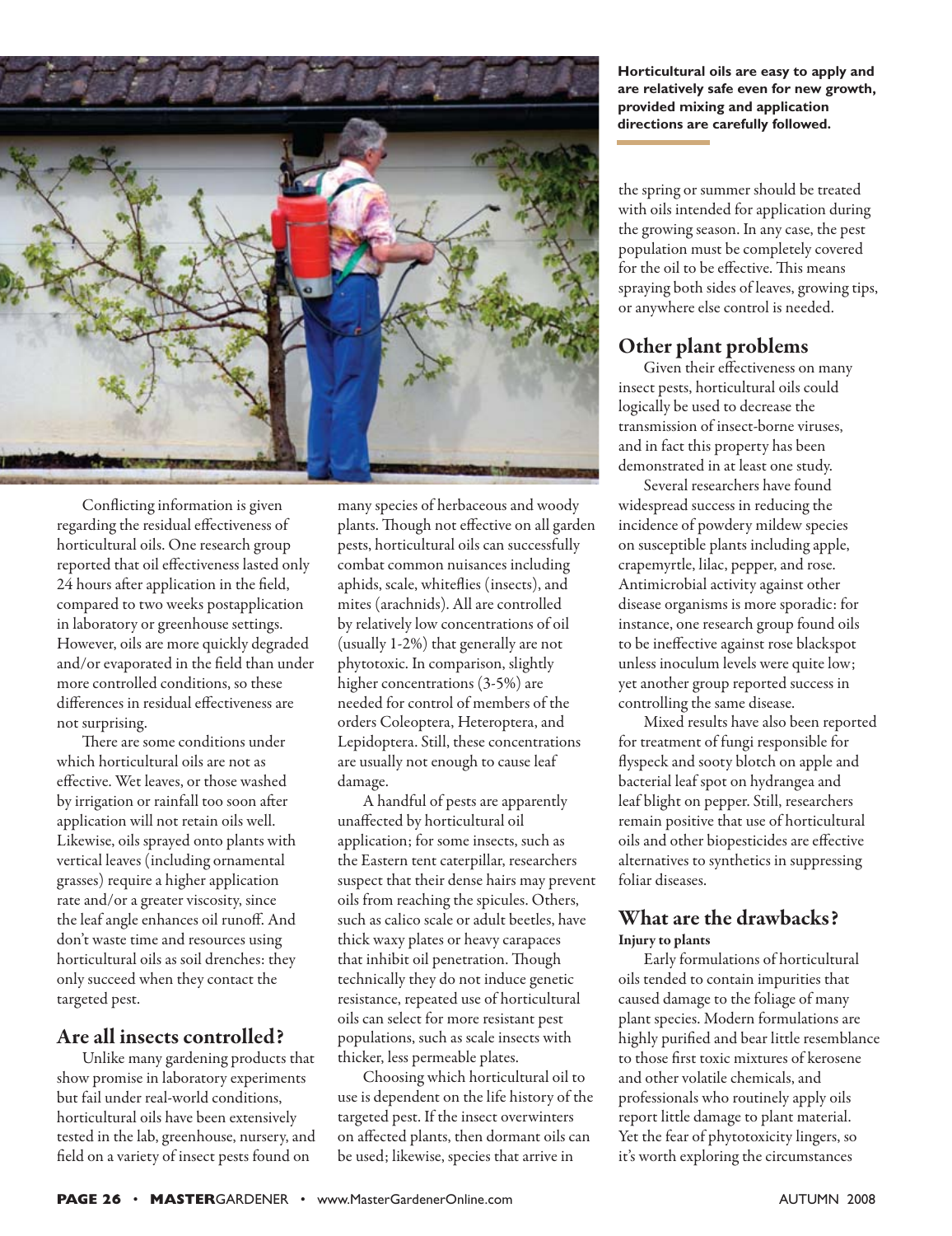**Horticultural oils are easy to apply and are relatively safe even for new growth, provided mixing and application directions are carefully followed.**

Conflicting information is given regarding the residual effectiveness of horticultural oils. One research group reported that oil effectiveness lasted only 24 hours after application in the field, compared to two weeks postapplication in laboratory or greenhouse settings. However, oils are more quickly degraded and/or evaporated in the field than under more controlled conditions, so these differences in residual effectiveness are not surprising.

There are some conditions under which horticultural oils are not as effective. Wet leaves, or those washed by irrigation or rainfall too soon after application will not retain oils well. Likewise, oils sprayed onto plants with vertical leaves (including ornamental grasses) require a higher application rate and/or a greater viscosity, since the leaf angle enhances oil runoff. And don't waste time and resources using horticultural oils as soil drenches: they only succeed when they contact the targeted pest.

## Are all insects controlled?

Unlike many gardening products that show promise in laboratory experiments but fail under real-world conditions, horticultural oils have been extensively tested in the lab, greenhouse, nursery, and field on a variety of insect pests found on many species of herbaceous and woody plants. Though not effective on all garden pests, horticultural oils can successfully combat common nuisances including aphids, scale, whiteflies (insects), and mites (arachnids). All are controlled by relatively low concentrations of oil (usually 1-2%) that generally are not phytotoxic. In comparison, slightly higher concentrations (3-5%) are needed for control of members of the orders Coleoptera, Heteroptera, and Lepidoptera. Still, these concentrations are usually not enough to cause leaf damage.

A handful of pests are apparently unaffected by horticultural oil application; for some insects, such as the Eastern tent caterpillar, researchers suspect that their dense hairs may prevent oils from reaching the spicules. Others, such as calico scale or adult beetles, have thick waxy plates or heavy carapaces that inhibit oil penetration. Though technically they do not induce genetic resistance, repeated use of horticultural oils can select for more resistant pest populations, such as scale insects with thicker, less permeable plates.

Choosing which horticultural oil to use is dependent on the life history of the targeted pest. If the insect overwinters on affected plants, then dormant oils can be used; likewise, species that arrive in the spring or summer should be treated with oils intended for application during the growing season. In any case, the pest population must be completely covered for the oil to be effective. This means spraying both sides of leaves, growing tips, or anywhere else control is needed.

## Other plant problems

Given their effectiveness on many insect pests, horticultural oils could logically be used to decrease the transmission of insect-borne viruses, and in fact this property has been demonstrated in at least one study.

Several researchers have found widespread success in reducing the incidence of powdery mildew species on susceptible plants including apple, crapemyrtle, lilac, pepper, and rose. Antimicrobial activity against other disease organisms is more sporadic: for instance, one research group found oils to be ineffective against rose blackspot unless inoculum levels were quite low; yet another group reported success in controlling the same disease.

Mixed results have also been reported for treatment of fungi responsible for flyspeck and sooty blotch on apple and bacterial leaf spot on hydrangea and leaf blight on pepper. Still, researchers remain positive that use of horticultural oils and other biopesticides are effective alternatives to synthetics in suppressing foliar diseases.

## What are the drawbacks?

### Injury to plants

Early formulations of horticultural oils tended to contain impurities that caused damage to the foliage of many plant species. Modern formulations are highly purified and bear little resemblance to those first toxic mixtures of kerosene and other volatile chemicals, and professionals who routinely apply oils report little damage to plant material. Yet the fear of phytotoxicity lingers, so it's worth exploring the circumstances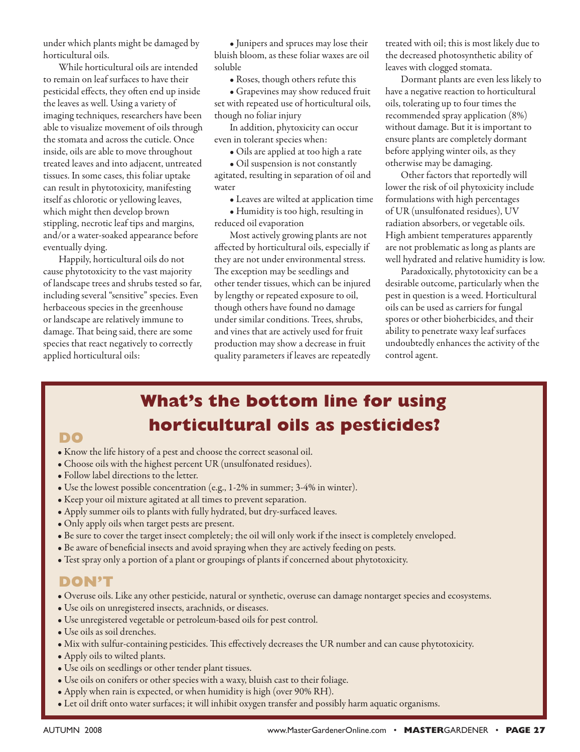under which plants might be damaged by horticultural oils.

While horticultural oils are intended to remain on leaf surfaces to have their pesticidal effects, they often end up inside the leaves as well. Using a variety of imaging techniques, researchers have been able to visualize movement of oils through the stomata and across the cuticle. Once inside, oils are able to move throughout treated leaves and into adjacent, untreated tissues. In some cases, this foliar uptake can result in phytotoxicity, manifesting itself as chlorotic or yellowing leaves, which might then develop brown stippling, necrotic leaf tips and margins, and/or a water-soaked appearance before eventually dying.

Happily, horticultural oils do not cause phytotoxicity to the vast majority of landscape trees and shrubs tested so far, including several "sensitive" species. Even herbaceous species in the greenhouse or landscape are relatively immune to damage. That being said, there are some species that react negatively to correctly applied horticultural oils:

- Junipers and spruces may lose their bluish bloom, as these foliar waxes are oil soluble
- Roses, though others refute this
- Grapevines may show reduced fruit set with repeated use of horticultural oils, though no foliar injury

In addition, phytoxicity can occur even in tolerant species when:

- Oils are applied at too high a rate
- Oil suspension is not constantly agitated, resulting in separation of oil and water
- Leaves are wilted at application time
- Humidity is too high, resulting in reduced oil evaporation

Most actively growing plants are not affected by horticultural oils, especially if they are not under environmental stress. The exception may be seedlings and other tender tissues, which can be injured by lengthy or repeated exposure to oil, though others have found no damage under similar conditions. Trees, shrubs, and vines that are actively used for fruit production may show a decrease in fruit quality parameters if leaves are repeatedly treated with oil; this is most likely due to the decreased photosynthetic ability of leaves with clogged stomata.

Dormant plants are even less likely to have a negative reaction to horticultural oils, tolerating up to four times the recommended spray application (8%) without damage. But it is important to ensure plants are completely dormant before applying winter oils, as they otherwise may be damaging.

Other factors that reportedly will lower the risk of oil phytoxicity include formulations with high percentages of UR (unsulfonated residues), UV radiation absorbers, or vegetable oils. High ambient temperatures apparently are not problematic as long as plants are well hydrated and relative humidity is low.

Paradoxically, phytotoxicity can be a desirable outcome, particularly when the pest in question is a weed. Horticultural oils can be used as carriers for fungal spores or other bioherbicides, and their ability to penetrate waxy leaf surfaces undoubtedly enhances the activity of the control agent.

## What's the bottom line for using horticultural oils as pesticides?

### DO

- Know the life history of a pest and choose the correct seasonal oil.
- Choose oils with the highest percent UR (unsulfonated residues).
- Follow label directions to the letter.
- Use the lowest possible concentration (e.g., 1-2% in summer; 3-4% in winter).
- Keep your oil mixture agitated at all times to prevent separation.
- Apply summer oils to plants with fully hydrated, but dry-surfaced leaves.
- Only apply oils when target pests are present.
- Be sure to cover the target insect completely; the oil will only work if the insect is completely enveloped.
- Be aware of beneficial insects and avoid spraying when they are actively feeding on pests.
- Test spray only a portion of a plant or groupings of plants if concerned about phytotoxicity.

### DON'T

- Overuse oils. Like any other pesticide, natural or synthetic, overuse can damage nontarget species and ecosystems.
- Use oils on unregistered insects, arachnids, or diseases.
- Use unregistered vegetable or petroleum-based oils for pest control.
- Use oils as soil drenches.
- Mix with sulfur-containing pesticides. This effectively decreases the UR number and can cause phytotoxicity.
- Apply oils to wilted plants.
- Use oils on seedlings or other tender plant tissues.
- Use oils on conifers or other species with a waxy, bluish cast to their foliage.
- Apply when rain is expected, or when humidity is high (over 90% RH).
- Let oil drift onto water surfaces; it will inhibit oxygen transfer and possibly harm aquatic organisms.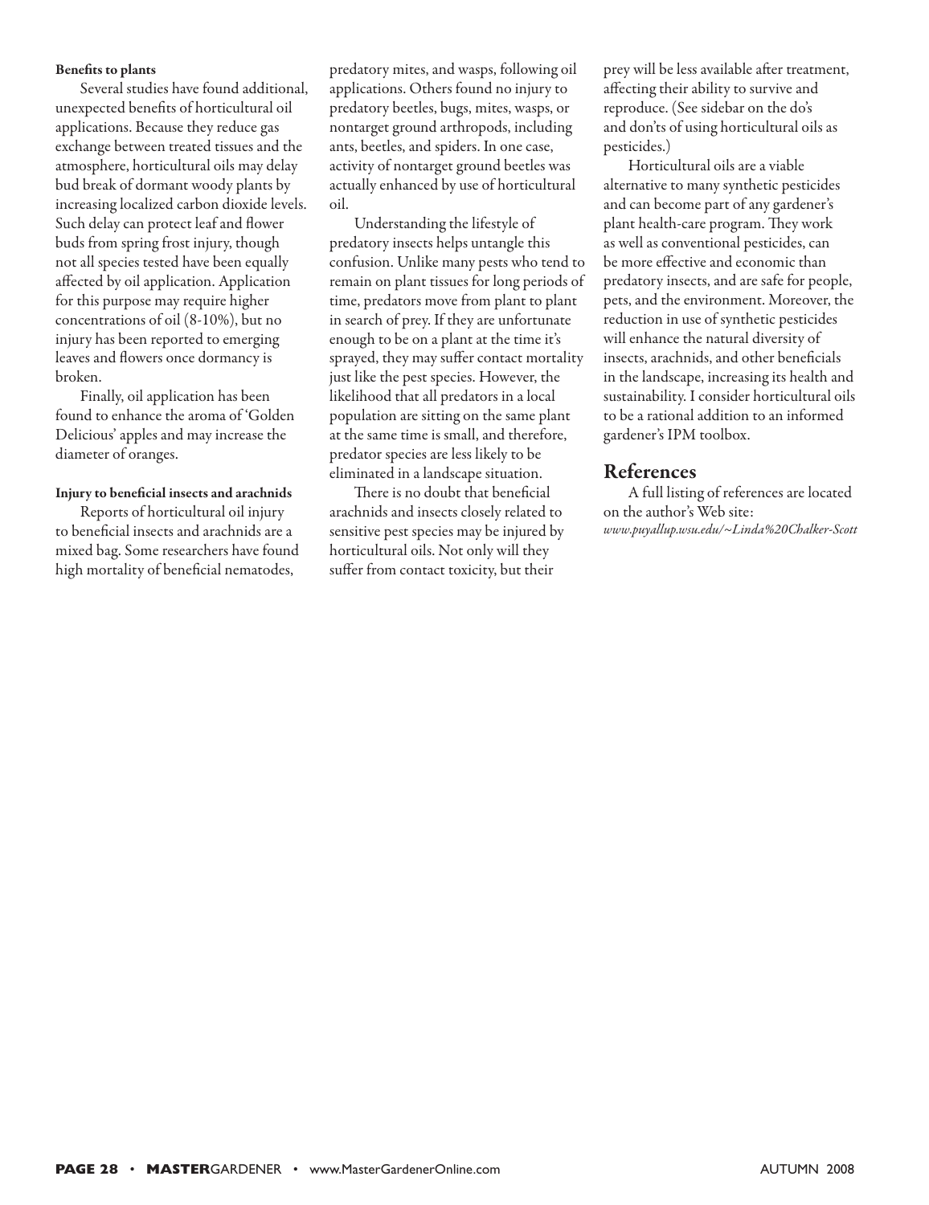### Benefits to plants

Several studies have found additional, unexpected benefits of horticultural oil applications. Because they reduce gas exchange between treated tissues and the atmosphere, horticultural oils may delay bud break of dormant woody plants by increasing localized carbon dioxide levels. Such delay can protect leaf and flower buds from spring frost injury, though not all species tested have been equally affected by oil application. Application for this purpose may require higher concentrations of oil (8-10%), but no injury has been reported to emerging leaves and flowers once dormancy is broken.

Finally, oil application has been found to enhance the aroma of 'Golden Delicious' apples and may increase the diameter of oranges.

### Injury to beneficial insects and arachnids

Reports of horticultural oil injury to beneficial insects and arachnids are a mixed bag. Some researchers have found high mortality of beneficial nematodes, predatory mites, and wasps, following oil applications. Others found no injury to predatory beetles, bugs, mites, wasps, or nontarget ground arthropods, including ants, beetles, and spiders. In one case, activity of nontarget ground beetles was actually enhanced by use of horticultural oil.

Understanding the lifestyle of predatory insects helps untangle this confusion. Unlike many pests who tend to remain on plant tissues for long periods of time, predators move from plant to plant in search of prey. If they are unfortunate enough to be on a plant at the time it's sprayed, they may suffer contact mortality just like the pest species. However, the likelihood that all predators in a local population are sitting on the same plant at the same time is small, and therefore, predator species are less likely to be eliminated in a landscape situation.

There is no doubt that beneficial arachnids and insects closely related to sensitive pest species may be injured by horticultural oils. Not only will they suffer from contact toxicity, but their prey will be less available after treatment, affecting their ability to survive and reproduce. (See sidebar on the do's and don'ts of using horticultural oils as pesticides.)

Horticultural oils are a viable alternative to many synthetic pesticides and can become part of any gardener's plant health-care program. They work as well as conventional pesticides, can be more effective and economic than predatory insects, and are safe for people, pets, and the environment. Moreover, the reduction in use of synthetic pesticides will enhance the natural diversity of insects, arachnids, and other beneficials in the landscape, increasing its health and sustainability. I consider horticultural oils to be a rational addition to an informed gardener's IPM toolbox.

## References

A full listing of references are located on the author's Web site: *www.puyallup.wsu.edu/~Linda%20Chalker-Scott*